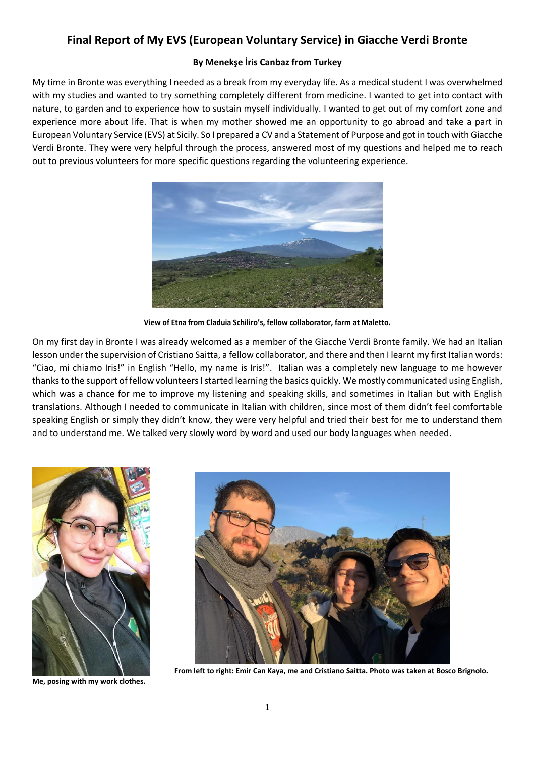# Final Report of My EVS (European Voluntary Service) in Giacche Verdi Bronte

**By Menekşe İris Canbaz from Turkey**

My time in Bronte was everything I needed as a break from my everyday life. As a medical student I was overwhelmed with my studies and wanted to try something completely different from medicine. I wanted to get into contact with nature, to garden and to experience how to sustain myself individually. I wanted to get out of my comfort zone and experience more about life. That is when my mother showed me an opportunity to go abroad and take a part in European Voluntary Service (EVS) at Sicily. So I prepared a CV and a Statement of Purpose and got in touch with Giacche Verdi Bronte. They were very helpful through the process, answered most of my questions and helped me to reach out to previous volunteers for more specific questions regarding the volunteering experience.

**View of Etna from Claduia Schiliro's, fellow collaborator, farm at Maletto.**

On my first day in Bronte I was already welcomed as a member of the Giacche Verdi Bronte family. We had an Italian lesson under the supervision of Cristiano Saitta, a fellow collaborator, and there and then I learnt my first Italian words: "Ciao, mi chiamo Iris!" in English "Hello, my name is Iris!". Italian was a completely new language to me however thanks to the support of fellow volunteers I started learning the basics quickly. We mostly communicated using English, which was a chance for me to improve my listening and speaking skills, and sometimes in Italian but with English translations. Although I needed to communicate in Italian with children, since most of them didn't feel comfortable speaking English or simply they didn't know, they were very helpful and tried their best for me to understand them and to understand me. We talked very slowly word by word and used our body languages when needed.

**Me, posing with my work clothes.**

**From left to right: Emir Can Kaya, me and Cristiano Saitta. Photo was taken at Bosco Brignolo.**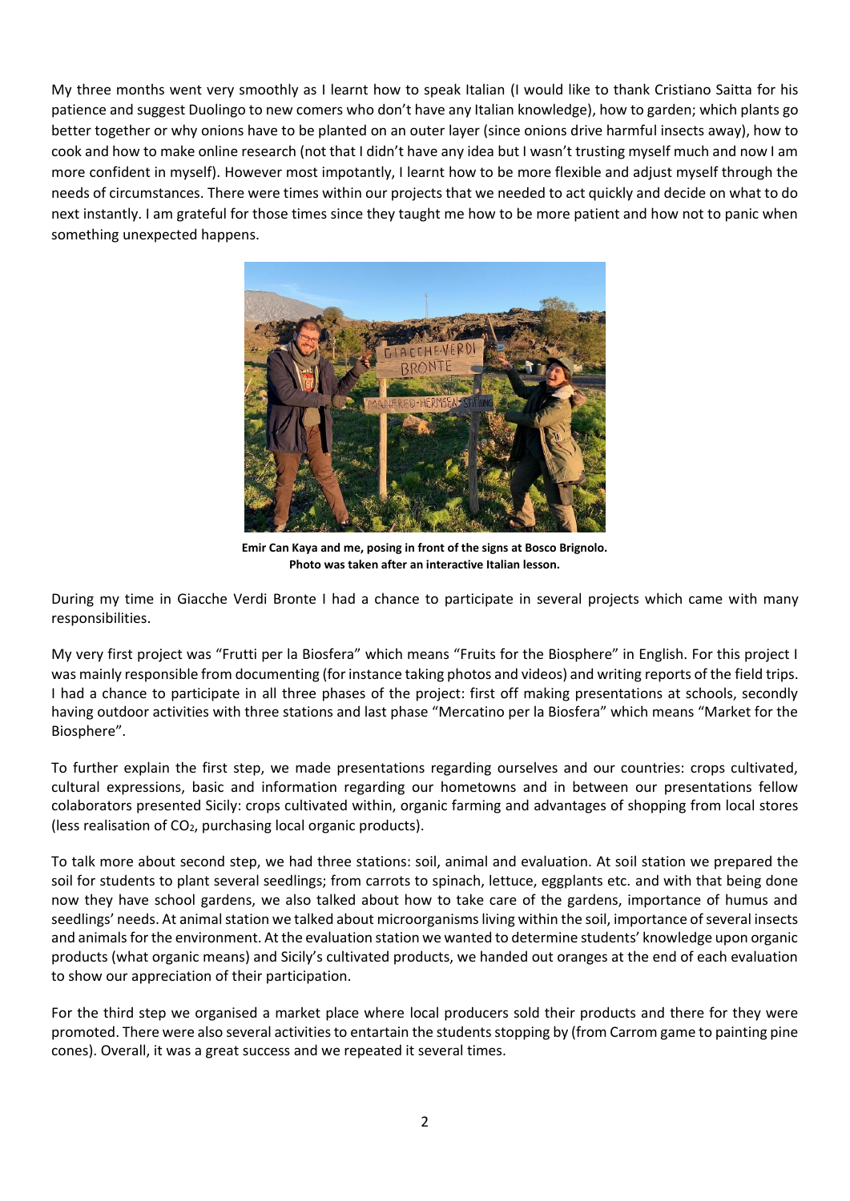My three months went very smoothly as I learnt how to speak Italian (I would like to thank Cristiano Saitta for his patience and suggest Duolingo to new comers who don't have any Italian knowledge), how to garden; which plants go better together or why onions have to be planted on an outer layer (since onions drive harmful insects away), how to cook and how to make online research (not that I didn't have any idea but I wasn't trusting myself much and now I am more confident in myself). However most impotantly, I learnt how to be more flexible and adjust myself through the needs of circumstances. There were times within our projects that we needed to act quickly and decide on what to do next instantly. I am grateful for those times since they taught me how to be more patient and how not to panic when something unexpected happens.

**Emir Can Kaya and me, posing in front of the signs at Bosco Brignolo. Photo was taken after an interactive Italian lesson.**

During my time in Giacche Verdi Bronte I had a chance to participate in several projects which came with many responsibilities.

My very first project was "Frutti per la Biosfera" which means "Fruits for the Biosphere" in English. For this project I was mainly responsible from documenting (for instance taking photos and videos) and writing reports of the field trips. I had a chance to participate in all three phases of the project: first off making presentations at schools, secondly having outdoor activities with three stations and last phase "Mercatino per la Biosfera" which means "Market for the Biosphere".

To further explain the first step, we made presentations regarding ourselves and our countries: crops cultivated, cultural expressions, basic and information regarding our hometowns and in between our presentations fellow colaborators presented Sicily: crops cultivated within, organic farming and advantages of shopping from local stores (less realisation of $CO_2$, purchasing local organic products).

To talk more about second step, we had three stations: soil, animal and evaluation. At soil station we prepared the soil for students to plant several seedlings; from carrots to spinach, lettuce, eggplants etc. and with that being done now they have school gardens, we also talked about how to take care of the gardens, importance of humus and seedlings' needs. At animal station we talked about microorganisms living within the soil, importance of several insects and animals for the environment. At the evaluation station we wanted to determine students' knowledge upon organic products (what organic means) and Sicily's cultivated products, we handed out oranges at the end of each evaluation to show our appreciation of their participation.

For the third step we organised a market place where local producers sold their products and there for they were promoted. There were also several activities to entartain the students stopping by (from Carrom game to painting pine cones). Overall, it was a great success and we repeated it several times.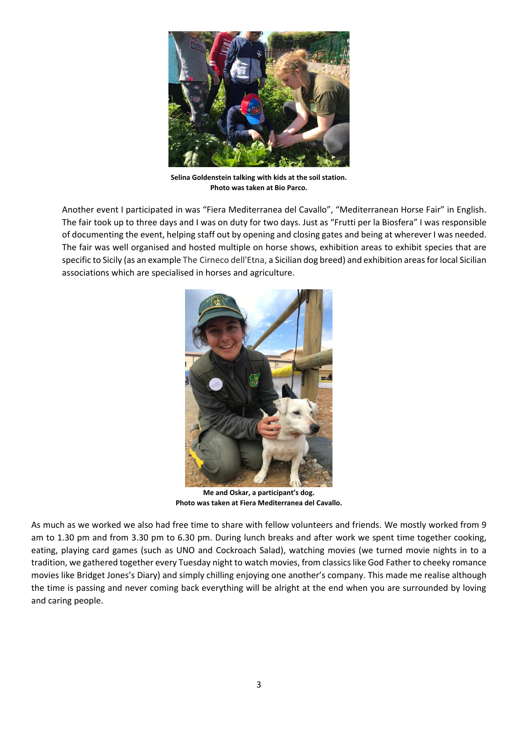**Selina Goldenstein talking with kids at the soil station.**
**Photo was taken at Bio Parco.**

Another event I participated in was "Fiera Mediterranea del Cavallo", "Mediterranean Horse Fair" in English. The fair took up to three days and I was on duty for two days. Just as "Frutti per la Biosfera" I was responsible of documenting the event, helping staff out by opening and closing gates and being at wherever I was needed. The fair was well organised and hosted multiple on horse shows, exhibition areas to exhibit species that are specific to Sicily (as an example The Cirneco dell'Etna, a Sicilian dog breed) and exhibition areas for local Sicilian associations which are specialised in horses and agriculture.

**Me and Oskar, a participant's dog.**
**Photo was taken at Fiera Mediterranea del Cavallo.**

As much as we worked we also had free time to share with fellow volunteers and friends. We mostly worked from 9 am to 1.30 pm and from 3.30 pm to 6.30 pm. During lunch breaks and after work we spent time together cooking, eating, playing card games (such as UNO and Cockroach Salad), watching movies (we turned movie nights in to a tradition, we gathered together every Tuesday night to watch movies, from classics like God Father to cheeky romance movies like Bridget Jones's Diary) and simply chilling enjoying one another's company. This made me realise although the time is passing and never coming back everything will be alright at the end when you are surrounded by loving and caring people.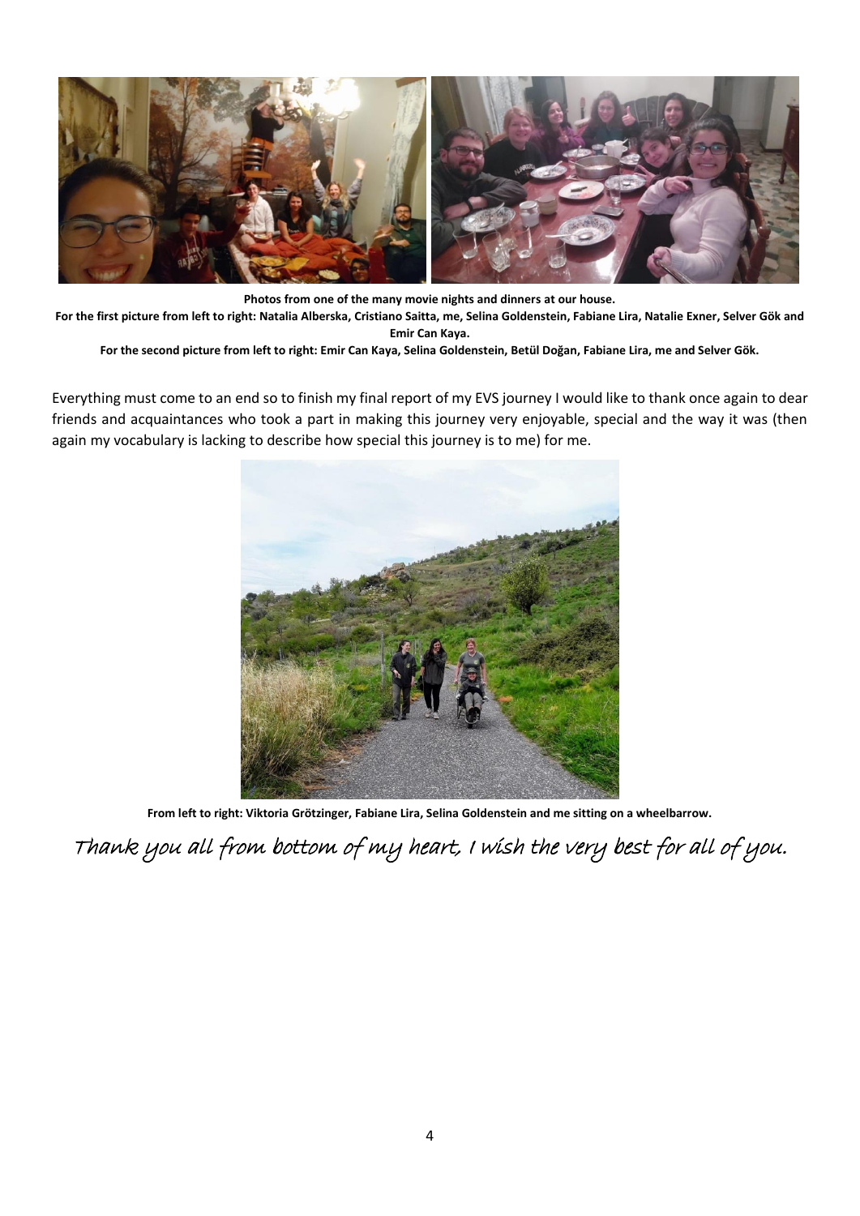**Photos from one of the many movie nights and dinners at our house.**

**For the first picture from left to right: Natalia Alberska, Cristiano Saitta, me, Selina Goldenstein, Fabiane Lira, Natalie Exner, Selver Gök and Emir Can Kaya.**

**For the second picture from left to right: Emir Can Kaya, Selina Goldenstein, Betül Doğan, Fabiane Lira, me and Selver Gök.**

Everything must come to an end so to finish my final report of my EVS journey I would like to thank once again to dear friends and acquaintances who took a part in making this journey very enjoyable, special and the way it was (then again my vocabulary is lacking to describe how special this journey is to me) for me.

**From left to right: Viktoria Grötzinger, Fabiane Lira, Selina Goldenstein and me sitting on a wheelbarrow.**

*Thank you all from bottom of my heart, I wish the very best for all of you.*